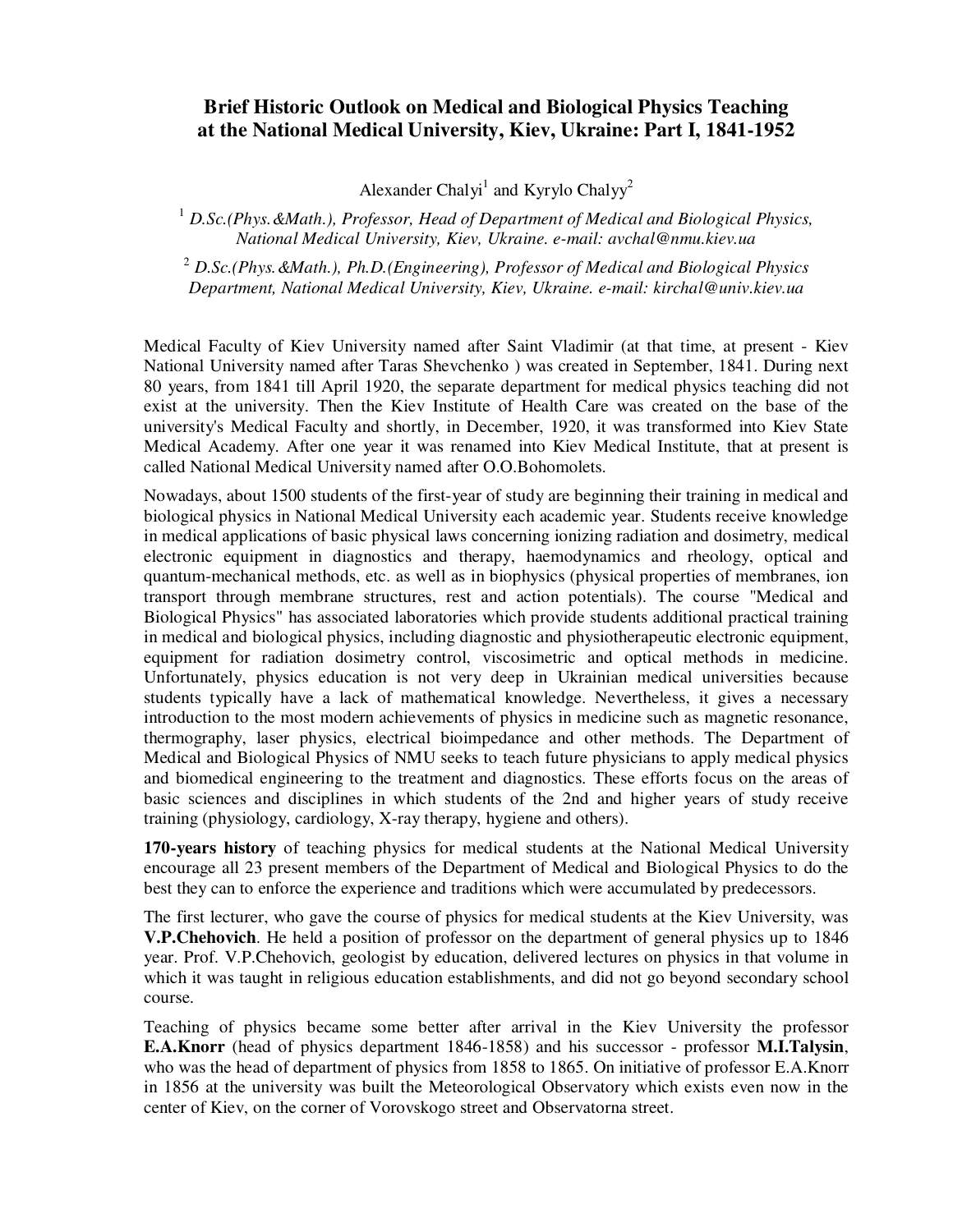# Brief Historic Outlook on Medical and Biological Physics Teaching at the National Medical University, Kiev, Ukraine: Part I, 1841-1952

Alexander Chalyi[1] and Kyrylo Chalyy[2]

[1] *D.Sc.(Phys.&Math.), Professor, Head of Department of Medical and Biological Physics, National Medical University, Kiev, Ukraine. e-mail: avchal@nmu.kiev.ua*

[2] *D.Sc.(Phys.&Math.), Ph.D.(Engineering), Professor of Medical and Biological Physics Department, National Medical University, Kiev, Ukraine. e-mail: kirchal@univ.kiev.ua*

Medical Faculty of Kiev University named after Saint Vladimir (at that time, at present - Kiev National University named after Taras Shevchenko ) was created in September, 1841. During next 80 years, from 1841 till April 1920, the separate department for medical physics teaching did not exist at the university. Then the Kiev Institute of Health Care was created on the base of the university's Medical Faculty and shortly, in December, 1920, it was transformed into Kiev State Medical Academy. After one year it was renamed into Kiev Medical Institute, that at present is called National Medical University named after O.O.Bohomolets.

Nowadays, about 1500 students of the first-year of study are beginning their training in medical and biological physics in National Medical University each academic year. Students receive knowledge in medical applications of basic physical laws concerning ionizing radiation and dosimetry, medical electronic equipment in diagnostics and therapy, haemodynamics and rheology, optical and quantum-mechanical methods, etc. as well as in biophysics (physical properties of membranes, ion transport through membrane structures, rest and action potentials). The course "Medical and Biological Physics" has associated laboratories which provide students additional practical training in medical and biological physics, including diagnostic and physiotherapeutic electronic equipment, equipment for radiation dosimetry control, viscosimetric and optical methods in medicine. Unfortunately, physics education is not very deep in Ukrainian medical universities because students typically have a lack of mathematical knowledge. Nevertheless, it gives a necessary introduction to the most modern achievements of physics in medicine such as magnetic resonance, thermography, laser physics, electrical bioimpedance and other methods. The Department of Medical and Biological Physics of NMU seeks to teach future physicians to apply medical physics and biomedical engineering to the treatment and diagnostics. These efforts focus on the areas of basic sciences and disciplines in which students of the 2nd and higher years of study receive training (physiology, cardiology, X-ray therapy, hygiene and others).

**170-years history** of teaching physics for medical students at the National Medical University encourage all 23 present members of the Department of Medical and Biological Physics to do the best they can to enforce the experience and traditions which were accumulated by predecessors.

The first lecturer, who gave the course of physics for medical students at the Kiev University, was **V.P.Chehovich**. He held a position of professor on the department of general physics up to 1846 year. Prof. V.P.Chehovich, geologist by education, delivered lectures on physics in that volume in which it was taught in religious education establishments, and did not go beyond secondary school course.

Teaching of physics became some better after arrival in the Kiev University the professor **E.A.Knorr** (head of physics department 1846-1858) and his successor - professor **M.I.Talysin**, who was the head of department of physics from 1858 to 1865. On initiative of professor E.A.Knorr in 1856 at the university was built the Meteorological Observatory which exists even now in the center of Kiev, on the corner of Vorovskogo street and Observatorna street.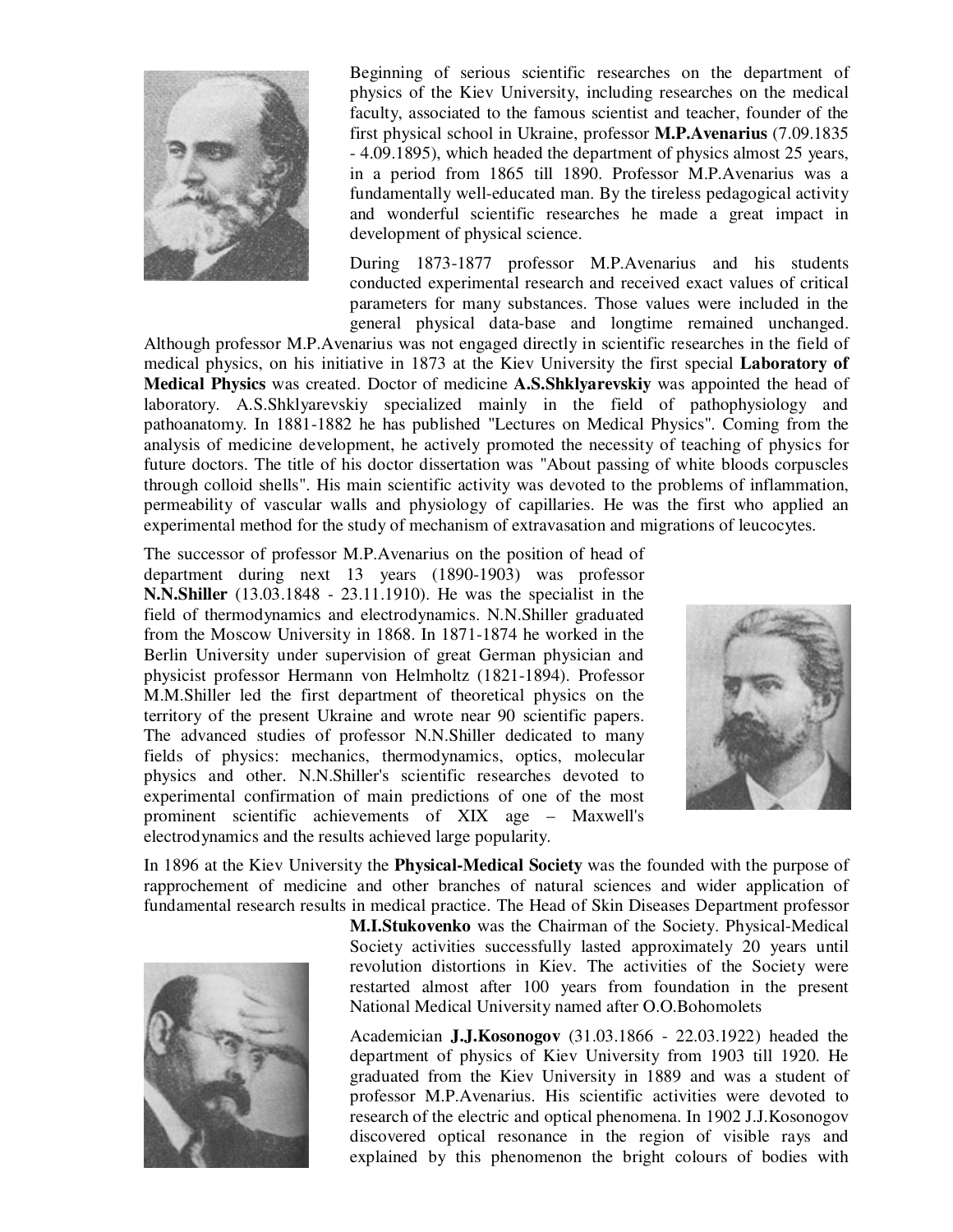Beginning of serious scientific researches on the department of physics of the Kiev University, including researches on the medical faculty, associated to the famous scientist and teacher, founder of the first physical school in Ukraine, professor **M.P.Avenarius** (7.09.1835 - 4.09.1895), which headed the department of physics almost 25 years, in a period from 1865 till 1890. Professor M.P.Avenarius was a fundamentally well-educated man. By the tireless pedagogical activity and wonderful scientific researches he made a great impact in development of physical science.

During 1873-1877 professor M.P.Avenarius and his students conducted experimental research and received exact values of critical parameters for many substances. Those values were included in the general physical data-base and longtime remained unchanged. Although professor M.P.Avenarius was not engaged directly in scientific researches in the field of medical physics, on his initiative in 1873 at the Kiev University the first special **Laboratory of Medical Physics** was created. Doctor of medicine **A.S.Shklyarevskiy** was appointed the head of laboratory. A.S.Shklyarevskiy specialized mainly in the field of pathophysiology and pathoanatomy. In 1881-1882 he has published "Lectures on Medical Physics". Coming from the analysis of medicine development, he actively promoted the necessity of teaching of physics for future doctors. The title of his doctor dissertation was "About passing of white bloods corpuscles through colloid shells". His main scientific activity was devoted to the problems of inflammation, permeability of vascular walls and physiology of capillaries. He was the first who applied an experimental method for the study of mechanism of extravasation and migrations of leucocytes.

The successor of professor M.P.Avenarius on the position of head of department during next 13 years (1890-1903) was professor **N.N.Shiller** (13.03.1848 - 23.11.1910). He was the specialist in the field of thermodynamics and electrodynamics. N.N.Shiller graduated from the Moscow University in 1868. In 1871-1874 he worked in the Berlin University under supervision of great German physician and physicist professor Hermann von Helmholtz (1821-1894). Professor M.M.Shiller led the first department of theoretical physics on the territory of the present Ukraine and wrote near 90 scientific papers. The advanced studies of professor N.N.Shiller dedicated to many fields of physics: mechanics, thermodynamics, optics, molecular physics and other. N.N.Shiller's scientific researches devoted to experimental confirmation of main predictions of one of the most prominent scientific achievements of XIX age – Maxwell's electrodynamics and the results achieved large popularity.

In 1896 at the Kiev University the **Physical-Medical Society** was the founded with the purpose of rapprochement of medicine and other branches of natural sciences and wider application of fundamental research results in medical practice. The Head of Skin Diseases Department professor **M.I.Stukovenko** was the Chairman of the Society. Physical-Medical Society activities successfully lasted approximately 20 years until revolution distortions in Kiev. The activities of the Society were restarted almost after 100 years from foundation in the present National Medical University named after O.O.Bohomolets

Academician **J.J.Kosonogov** (31.03.1866 - 22.03.1922) headed the department of physics of Kiev University from 1903 till 1920. He graduated from the Kiev University in 1889 and was a student of professor M.P.Avenarius. His scientific activities were devoted to research of the electric and optical phenomena. In 1902 J.J.Kosonogov discovered optical resonance in the region of visible rays and explained by this phenomenon the bright colours of bodies with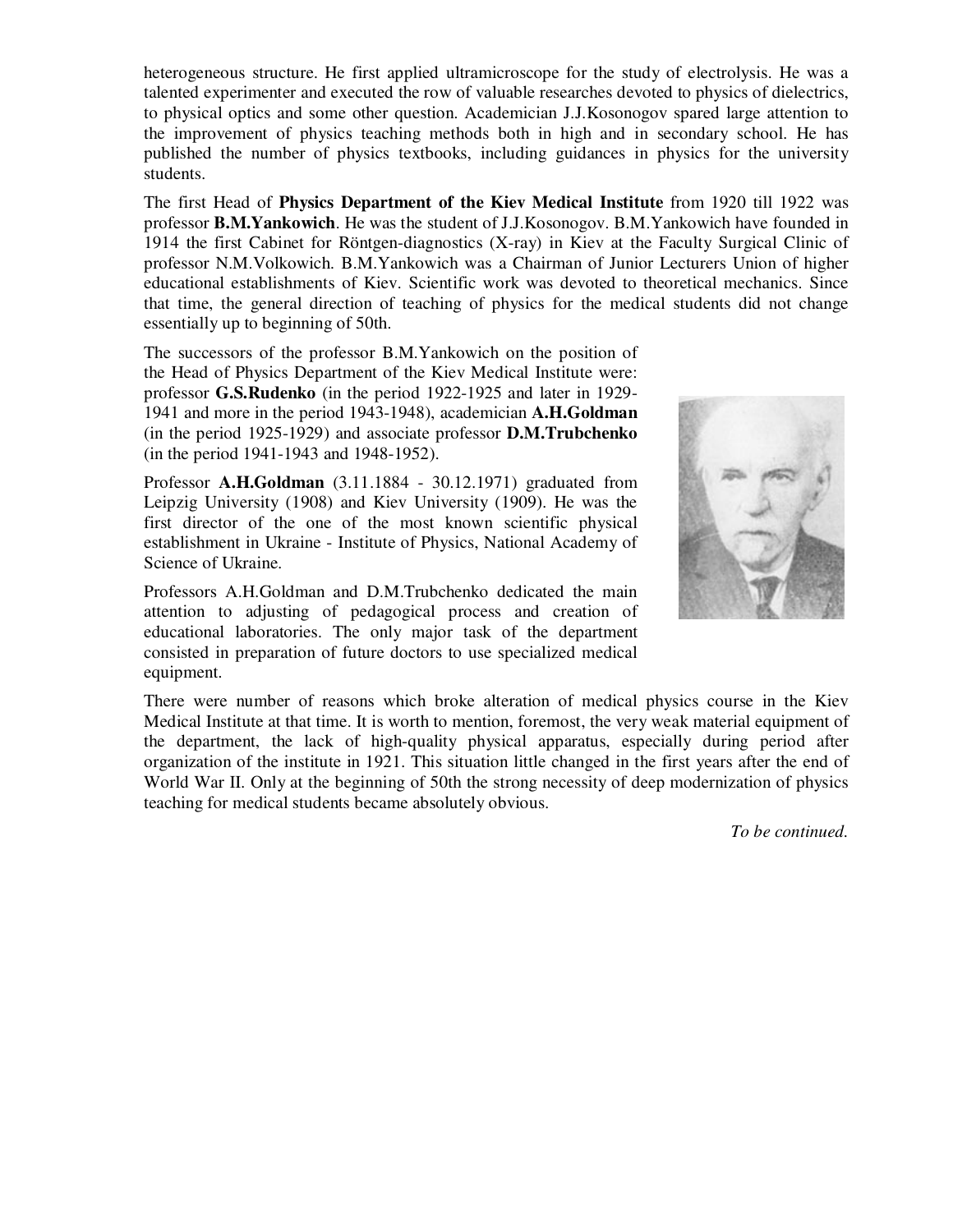heterogeneous structure. He first applied ultramicroscope for the study of electrolysis. He was a talented experimenter and executed the row of valuable researches devoted to physics of dielectrics, to physical optics and some other question. Academician J.J.Kosonogov spared large attention to the improvement of physics teaching methods both in high and in secondary school. He has published the number of physics textbooks, including guidances in physics for the university students.

The first Head of **Physics Department of the Kiev Medical Institute** from 1920 till 1922 was professor **B.M.Yankowich**. He was the student of J.J.Kosonogov. B.M.Yankowich have founded in 1914 the first Cabinet for Röntgen-diagnostics (X-ray) in Kiev at the Faculty Surgical Clinic of professor N.M.Volkowich. B.M.Yankowich was a Chairman of Junior Lecturers Union of higher educational establishments of Kiev. Scientific work was devoted to theoretical mechanics. Since that time, the general direction of teaching of physics for the medical students did not change essentially up to beginning of 50th.

The successors of the professor B.M.Yankowich on the position of the Head of Physics Department of the Kiev Medical Institute were: professor **G.S.Rudenko** (in the period 1922-1925 and later in 1929-1941 and more in the period 1943-1948), academician **A.H.Goldman** (in the period 1925-1929) and associate professor **D.M.Trubchenko** (in the period 1941-1943 and 1948-1952).

Professor **A.H.Goldman** (3.11.1884 - 30.12.1971) graduated from Leipzig University (1908) and Kiev University (1909). He was the first director of the one of the most known scientific physical establishment in Ukraine - Institute of Physics, National Academy of Science of Ukraine.

Professors A.H.Goldman and D.M.Trubchenko dedicated the main attention to adjusting of pedagogical process and creation of educational laboratories. The only major task of the department consisted in preparation of future doctors to use specialized medical equipment.

There were number of reasons which broke alteration of medical physics course in the Kiev Medical Institute at that time. It is worth to mention, foremost, the very weak material equipment of the department, the lack of high-quality physical apparatus, especially during period after organization of the institute in 1921. This situation little changed in the first years after the end of World War II. Only at the beginning of 50th the strong necessity of deep modernization of physics teaching for medical students became absolutely obvious.

*To be continued.*